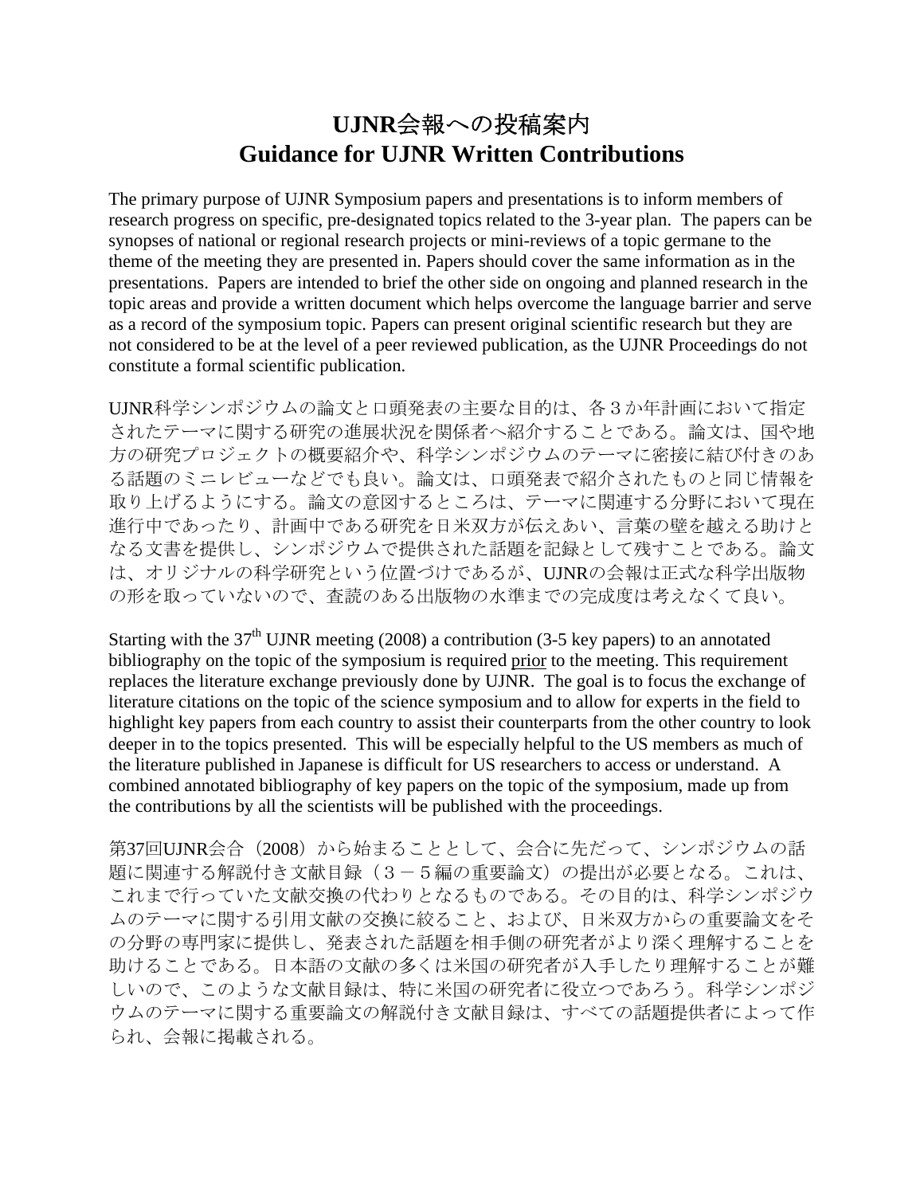# UJNR会報への投稿案内
# Guidance for UJNR Written Contributions

The primary purpose of UJNR Symposium papers and presentations is to inform members of research progress on specific, pre-designated topics related to the 3-year plan. The papers can be synopses of national or regional research projects or mini-reviews of a topic germane to the theme of the meeting they are presented in. Papers should cover the same information as in the presentations. Papers are intended to brief the other side on ongoing and planned research in the topic areas and provide a written document which helps overcome the language barrier and serve as a record of the symposium topic. Papers can present original scientific research but they are not considered to be at the level of a peer reviewed publication, as the UJNR Proceedings do not constitute a formal scientific publication.

UJNR科学シンポジウムの論文と口頭発表の主要な目的は、各３か年計画において指定されたテーマに関する研究の進展状況を関係者へ紹介することである。論文は、国や地方の研究プロジェクトの概要紹介や、科学シンポジウムのテーマに密接に結び付きのある話題のミニレビューなどでも良い。論文は、口頭発表で紹介されたものと同じ情報を取り上げるようにする。論文の意図するところは、テーマに関連する分野において現在進行中であったり、計画中である研究を日米双方が伝えあい、言葉の壁を越える助けとなる文書を提供し、シンポジウムで提供された話題を記録として残すことである。論文は、オリジナルの科学研究という位置づけであるが、UJNRの会報は正式な科学出版物の形を取っていないので、査読のある出版物の水準までの完成度は考えなくて良い。

Starting with the 37th UJNR meeting (2008) a contribution (3-5 key papers) to an annotated bibliography on the topic of the symposium is required <u>prior</u> to the meeting. This requirement replaces the literature exchange previously done by UJNR. The goal is to focus the exchange of literature citations on the topic of the science symposium and to allow for experts in the field to highlight key papers from each country to assist their counterparts from the other country to look deeper in to the topics presented. This will be especially helpful to the US members as much of the literature published in Japanese is difficult for US researchers to access or understand. A combined annotated bibliography of key papers on the topic of the symposium, made up from the contributions by all the scientists will be published with the proceedings.

第37回UJNR会合（2008）から始まることとして、会合に先だって、シンポジウムの話題に関連する解説付き文献目録（３－５編の重要論文）の提出が必要となる。これは、これまで行っていた文献交換の代わりとなるものである。その目的は、科学シンポジウムのテーマに関する引用文献の交換に絞ること、および、日米双方からの重要論文をその分野の専門家に提供し、発表された話題を相手側の研究者がより深く理解することを助けることである。日本語の文献の多くは米国の研究者が入手したり理解することが難しいので、このような文献目録は、特に米国の研究者に役立つであろう。科学シンポジウムのテーマに関する重要論文の解説付き文献目録は、すべての話題提供者によって作られ、会報に掲載される。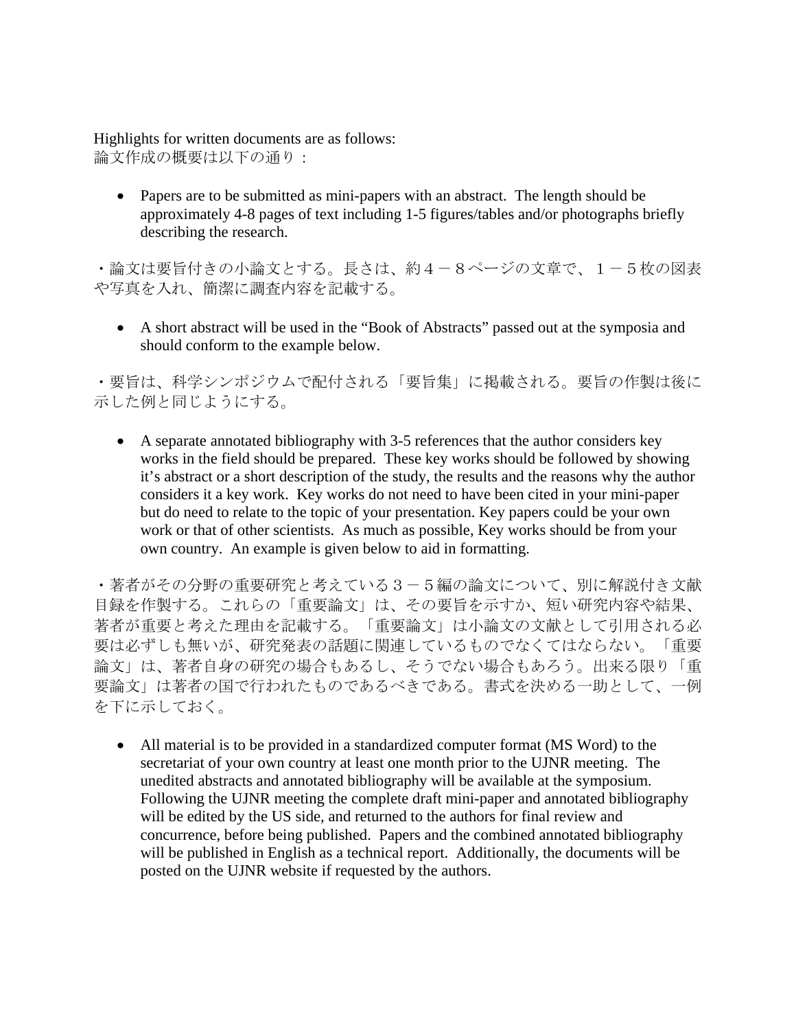Highlights for written documents are as follows:
論文作成の概要は以下の通り：

- Papers are to be submitted as mini-papers with an abstract. The length should be approximately 4-8 pages of text including 1-5 figures/tables and/or photographs briefly describing the research.

・論文は要旨付きの小論文とする。長さは、約４－８ページの文章で、１－５枚の図表や写真を入れ、簡潔に調査内容を記載する。

- A short abstract will be used in the "Book of Abstracts" passed out at the symposia and should conform to the example below.

・要旨は、科学シンポジウムで配付される「要旨集」に掲載される。要旨の作製は後に示した例と同じようにする。

- A separate annotated bibliography with 3-5 references that the author considers key works in the field should be prepared. These key works should be followed by showing it's abstract or a short description of the study, the results and the reasons why the author considers it a key work. Key works do not need to have been cited in your mini-paper but do need to relate to the topic of your presentation. Key papers could be your own work or that of other scientists. As much as possible, Key works should be from your own country. An example is given below to aid in formatting.

・著者がその分野の重要研究と考えている３－５編の論文について、別に解説付き文献目録を作製する。これらの「重要論文」は、その要旨を示すか、短い研究内容や結果、著者が重要と考えた理由を記載する。「重要論文」は小論文の文献として引用される必要は必ずしも無いが、研究発表の話題に関連しているものでなくてはならない。「重要論文」は、著者自身の研究の場合もあるし、そうでない場合もあろう。出来る限り「重要論文」は著者の国で行われたものであるべきである。書式を決める一助として、一例を下に示しておく。

- All material is to be provided in a standardized computer format (MS Word) to the secretariat of your own country at least one month prior to the UJNR meeting. The unedited abstracts and annotated bibliography will be available at the symposium. Following the UJNR meeting the complete draft mini-paper and annotated bibliography will be edited by the US side, and returned to the authors for final review and concurrence, before being published. Papers and the combined annotated bibliography will be published in English as a technical report. Additionally, the documents will be posted on the UJNR website if requested by the authors.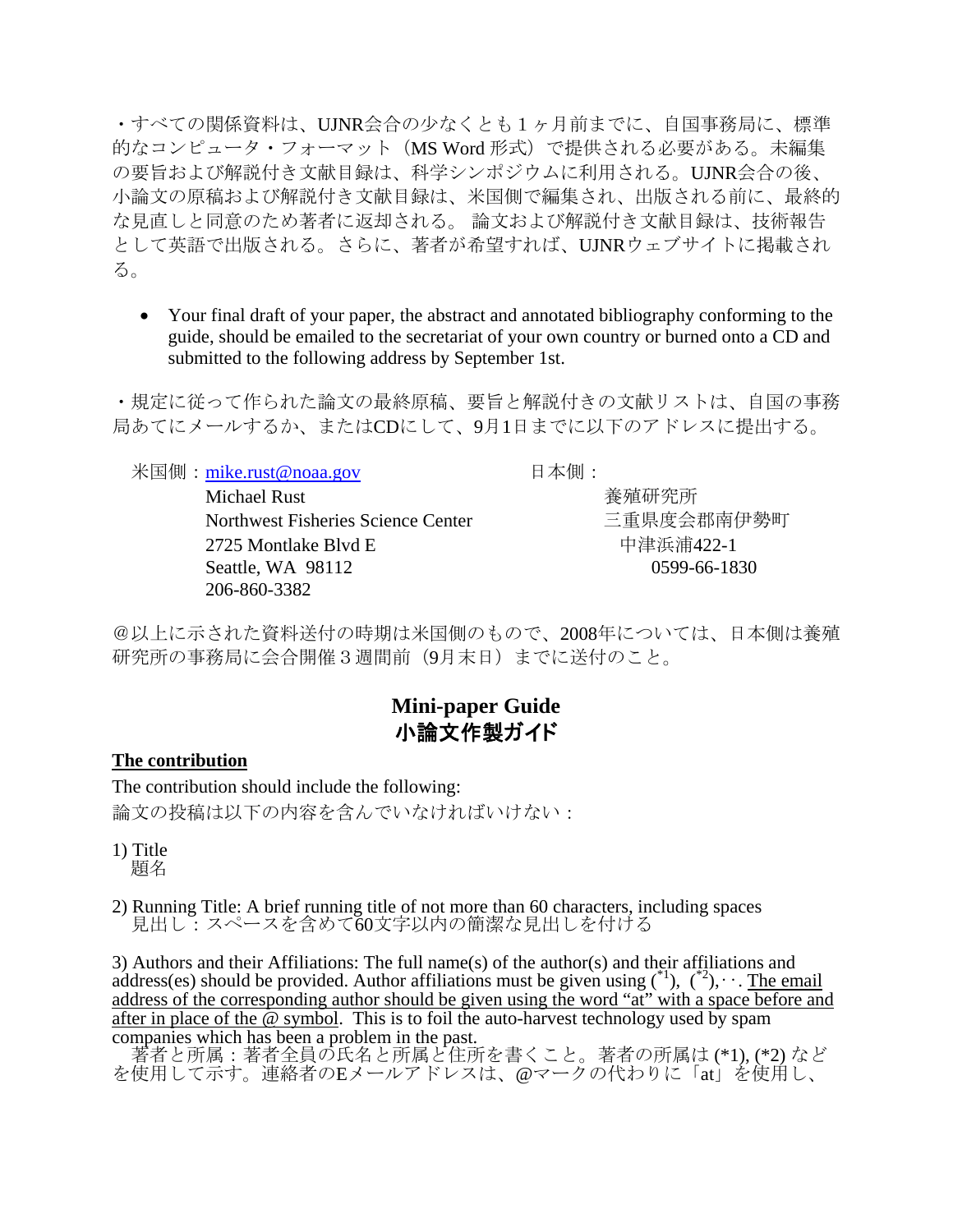・すべての関係資料は、UJNR会合の少なくとも１ヶ月前までに、自国事務局に、標準的なコンピュータ・フォーマット（MS Word 形式）で提供される必要がある。未編集の要旨および解説付き文献目録は、科学シンポジウムに利用される。UJNR会合の後、小論文の原稿および解説付き文献目録は、米国側で編集され、出版される前に、最終的な見直しと同意のため著者に返却される。 論文および解説付き文献目録は、技術報告として英語で出版される。さらに、著者が希望すれば、UJNRウェブサイトに掲載される。

- Your final draft of your paper, the abstract and annotated bibliography conforming to the guide, should be emailed to the secretariat of your own country or burned onto a CD and submitted to the following address by September 1st.

・規定に従って作られた論文の最終原稿、要旨と解説付きの文献リストは、自国の事務局あてにメールするか、またはCDにして、9月1日までに以下のアドレスに提出する。

米国側：mike.rust@noaa.gov
Michael Rust
Northwest Fisheries Science Center
2725 Montlake Blvd E
Seattle, WA 98112
206-860-3382

日本側：
養殖研究所
三重県度会郡南伊勢町
中津浜浦422-1
0599-66-1830

@以上に示された資料送付の時期は米国側のもので、2008年については、日本側は養殖研究所の事務局に会合開催３週間前（9月末日）までに送付のこと。

## Mini-paper Guide
## 小論文作製ガイド

**The contribution**

The contribution should include the following:
論文の投稿は以下の内容を含んでいなければいけない：

1) Title
題名

2) Running Title: A brief running title of not more than 60 characters, including spaces
見出し：スペースを含めて60文字以内の簡潔な見出しを付ける

3) Authors and their Affiliations: The full name(s) of the author(s) and their affiliations and address(es) should be provided. Author affiliations must be given using ([*1]), ([*2]),･･. The email address of the corresponding author should be given using the word “at” with a space before and after in place of the @ symbol. This is to foil the auto-harvest technology used by spam companies which has been a problem in the past.
著者と所属：著者全員の氏名と所属と住所を書くこと。著者の所属は (*1), (*2) などを使用して示す。連絡者のEメールアドレスは、@マークの代わりに「at」を使用し、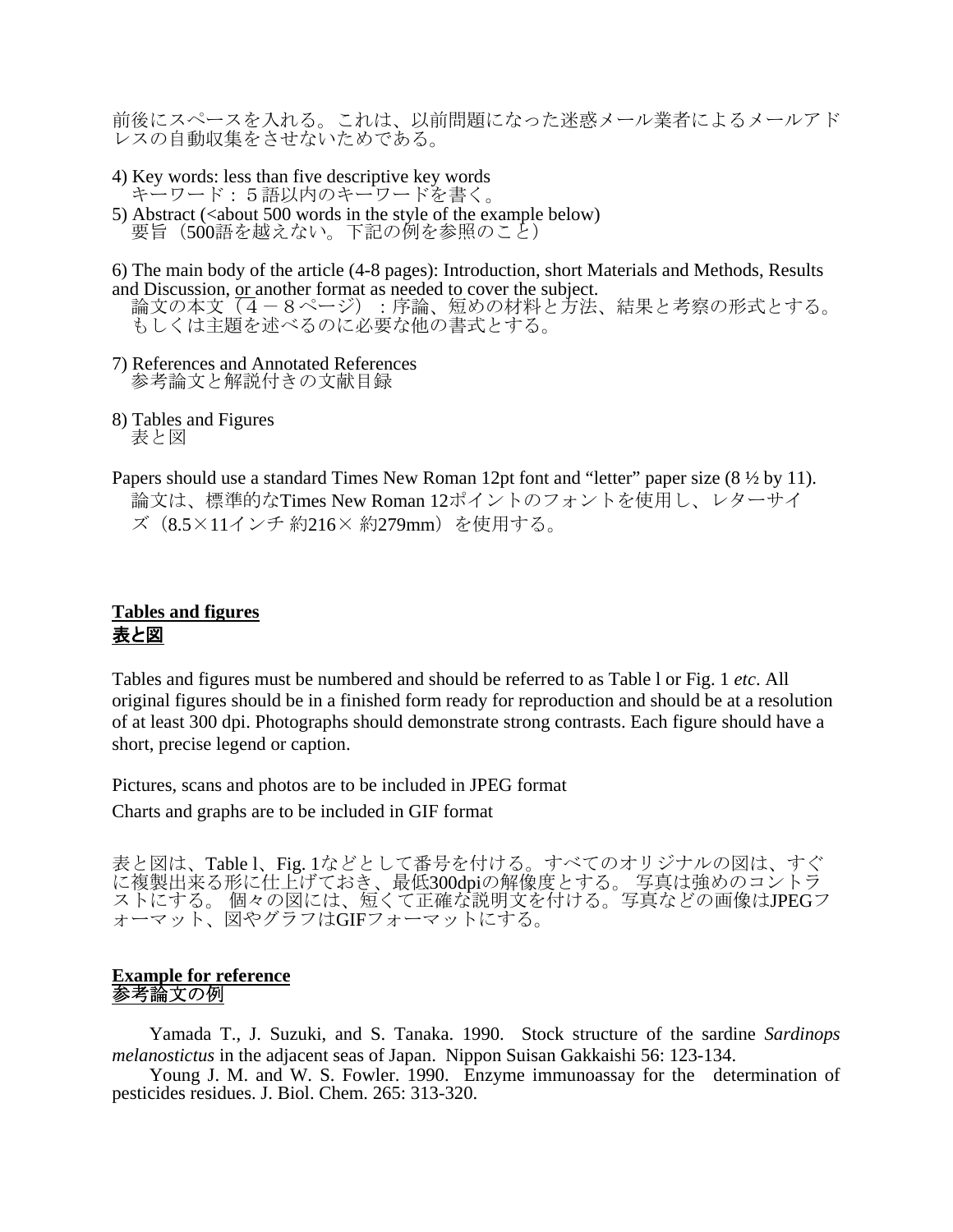前後にスペースを入れる。これは、以前問題になった迷惑メール業者によるメールアドレスの自動収集をさせないためである。

4) Key words: less than five descriptive key words
キーワード：５語以内のキーワードを書く。
5) Abstract (<about 500 words in the style of the example below)
要旨（500語を越えない。下記の例を参照のこと）

6) The main body of the article (4-8 pages): Introduction, short Materials and Methods, Results and Discussion, <u>or</u> another format as needed to cover the subject.
論文の本文（４－８ページ）：序論、短めの材料と方法、結果と考察の形式とする。もしくは主題を述べるのに必要な他の書式とする。

7) References and Annotated References
参考論文と解説付きの文献目録

8) Tables and Figures
表と図

Papers should use a standard Times New Roman 12pt font and "letter" paper size (8 ½ by 11).
論文は、標準的なTimes New Roman 12ポイントのフォントを使用し、レターサイズ（8.5×11インチ 約216× 約279mm）を使用する。

## <u>Tables and figures</u>
## <u>表と図</u>

Tables and figures must be numbered and should be referred to as Table l or Fig. 1 *etc*. All original figures should be in a finished form ready for reproduction and should be at a resolution of at least 300 dpi. Photographs should demonstrate strong contrasts. Each figure should have a short, precise legend or caption.

Pictures, scans and photos are to be included in JPEG format

Charts and graphs are to be included in GIF format

表と図は、Table l、Fig. 1などとして番号を付ける。すべてのオリジナルの図は、すぐに複製出来る形に仕上げておき、最低300dpiの解像度とする。 写真は強めのコントラストにする。 個々の図には、短くて正確な説明文を付ける。写真などの画像はJPEGフォーマット、図やグラフはGIFフォーマットにする。

## <u>Example for reference</u>
## <u>参考論文の例</u>

Yamada T., J. Suzuki, and S. Tanaka. 1990. Stock structure of the sardine *Sardinops melanostictus* in the adjacent seas of Japan. Nippon Suisan Gakkaishi 56: 123-134.

Young J. M. and W. S. Fowler. 1990. Enzyme immunoassay for the determination of pesticides residues. J. Biol. Chem. 265: 313-320.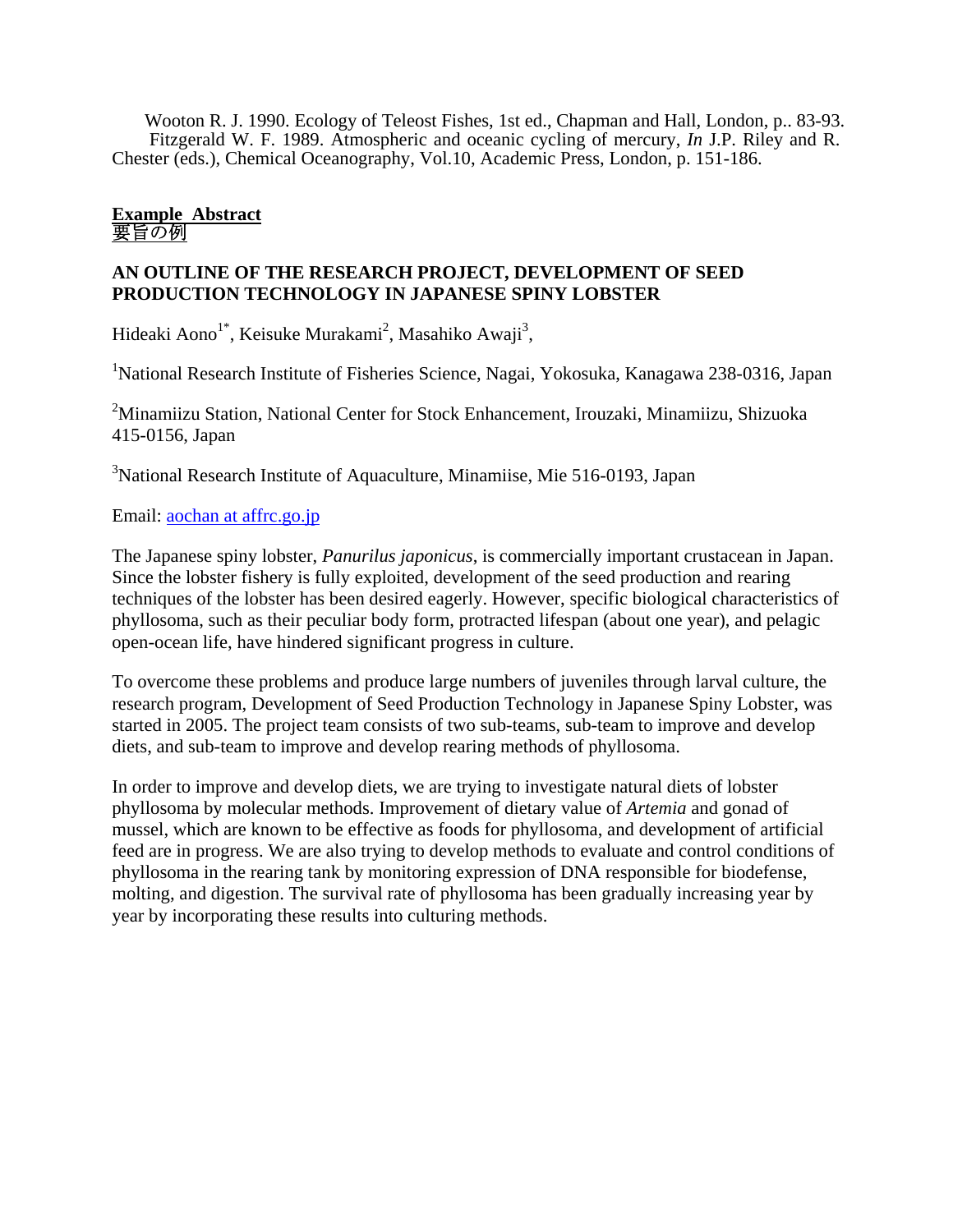Wooton R. J. 1990. Ecology of Teleost Fishes, 1st ed., Chapman and Hall, London, p.. 83-93.

Fitzgerald W. F. 1989. Atmospheric and oceanic cycling of mercury, *In* J.P. Riley and R. Chester (eds.), Chemical Oceanography, Vol.10, Academic Press, London, p. 151-186.

**Example Abstract**
要旨の例

**AN OUTLINE OF THE RESEARCH PROJECT, DEVELOPMENT OF SEED PRODUCTION TECHNOLOGY IN JAPANESE SPINY LOBSTER**

Hideaki Aono[1*], Keisuke Murakami[2], Masahiko Awaji[3],

[1]National Research Institute of Fisheries Science, Nagai, Yokosuka, Kanagawa 238-0316, Japan

[2]Minamiizu Station, National Center for Stock Enhancement, Irouzaki, Minamiizu, Shizuoka 415-0156, Japan

[3]National Research Institute of Aquaculture, Minamiise, Mie 516-0193, Japan

Email: aochan at affrc.go.jp

The Japanese spiny lobster, *Panurilus japonicus*, is commercially important crustacean in Japan. Since the lobster fishery is fully exploited, development of the seed production and rearing techniques of the lobster has been desired eagerly. However, specific biological characteristics of phyllosoma, such as their peculiar body form, protracted lifespan (about one year), and pelagic open-ocean life, have hindered significant progress in culture.

To overcome these problems and produce large numbers of juveniles through larval culture, the research program, Development of Seed Production Technology in Japanese Spiny Lobster, was started in 2005. The project team consists of two sub-teams, sub-team to improve and develop diets, and sub-team to improve and develop rearing methods of phyllosoma.

In order to improve and develop diets, we are trying to investigate natural diets of lobster phyllosoma by molecular methods. Improvement of dietary value of *Artemia* and gonad of mussel, which are known to be effective as foods for phyllosoma, and development of artificial feed are in progress. We are also trying to develop methods to evaluate and control conditions of phyllosoma in the rearing tank by monitoring expression of DNA responsible for biodefense, molting, and digestion. The survival rate of phyllosoma has been gradually increasing year by year by incorporating these results into culturing methods.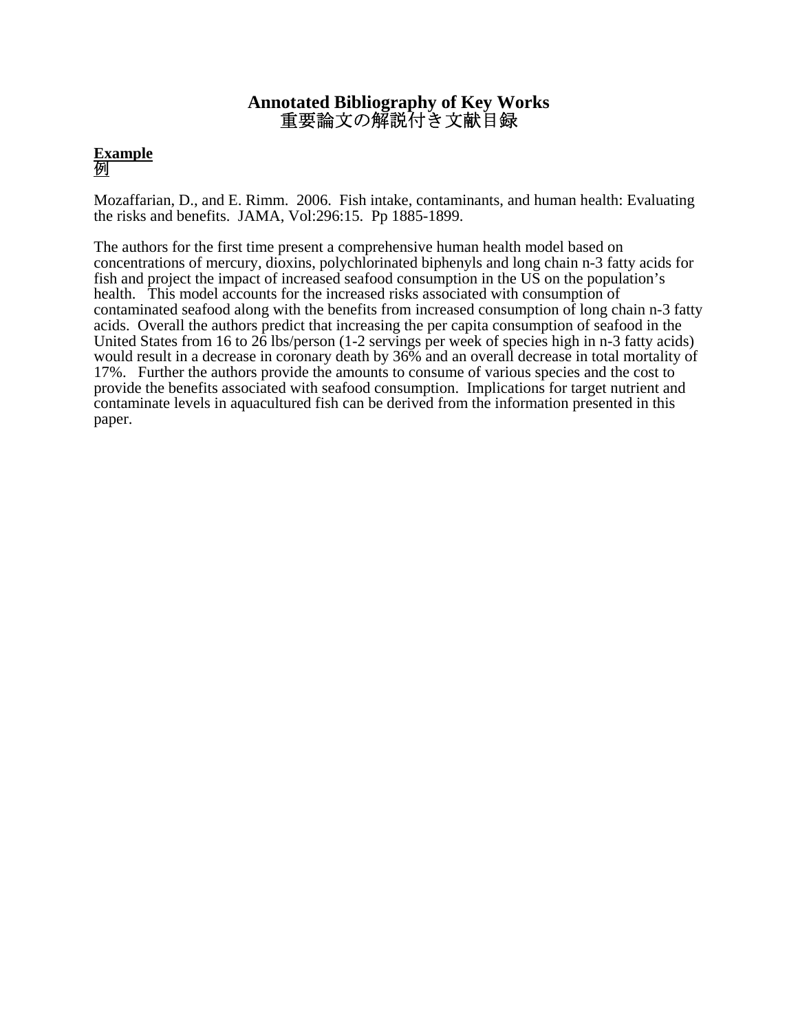# Annotated Bibliography of Key Works
# 重要論文の解説付き文献目録

**Example**
**例**

Mozaffarian, D., and E. Rimm. 2006. Fish intake, contaminants, and human health: Evaluating the risks and benefits. JAMA, Vol:296:15. Pp 1885-1899.

The authors for the first time present a comprehensive human health model based on concentrations of mercury, dioxins, polychlorinated biphenyls and long chain n-3 fatty acids for fish and project the impact of increased seafood consumption in the US on the population's health. This model accounts for the increased risks associated with consumption of contaminated seafood along with the benefits from increased consumption of long chain n-3 fatty acids. Overall the authors predict that increasing the per capita consumption of seafood in the United States from 16 to 26 lbs/person (1-2 servings per week of species high in n-3 fatty acids) would result in a decrease in coronary death by 36% and an overall decrease in total mortality of 17%. Further the authors provide the amounts to consume of various species and the cost to provide the benefits associated with seafood consumption. Implications for target nutrient and contaminate levels in aquacultured fish can be derived from the information presented in this paper.